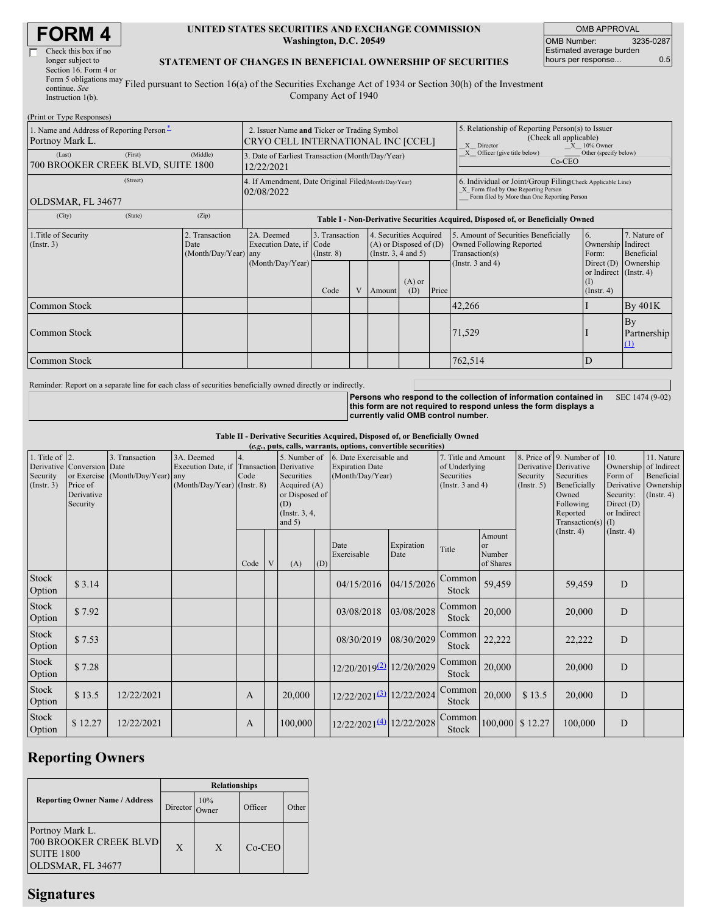# FORM 4

☐ Check this box if no longer subject to Section 16. Form 4 or Form 5 obligations may continue. *See* Instruction 1(b).

**UNITED STATES SECURITIES AND EXCHANGE COMMISSION**
**Washington, D.C. 20549**

**STATEMENT OF CHANGES IN BENEFICIAL OWNERSHIP OF SECURITIES**

Filed pursuant to Section 16(a) of the Securities Exchange Act of 1934 or Section 30(h) of the Investment Company Act of 1940

| OMB APPROVAL | |
|---|---|
| OMB Number: | 3235-0287 |
| Estimated average burden hours per response... | 0.5 |

(Print or Type Responses)

| | | |
|---|---|---|
| 1. Name and Address of Reporting Person * <br> Portnoy Mark L. <br> (Last) (First) (Middle) <br> 700 BROOKER CREEK BLVD, SUITE 1800 <br> (Street) <br> OLDSMAR, FL 34677 <br> (City) (State) (Zip) | 2. Issuer Name **and** Ticker or Trading Symbol <br> CRYO CELL INTERNATIONAL INC [CCEL] <br><br> 3. Date of Earliest Transaction (Month/Day/Year) <br> 12/22/2021 <br><br> 4. If Amendment, Date Original Filed (Month/Day/Year) <br> 02/08/2022 | 5. Relationship of Reporting Person(s) to Issuer (Check all applicable) <br> X Director X 10% Owner <br> X Officer (give title below) Other (specify below) <br> Co-CEO <br><br> 6. Individual or Joint/Group Filing (Check Applicable Line) <br> X Form filed by One Reporting Person <br> Form filed by More than One Reporting Person |

**Table I - Non-Derivative Securities Acquired, Disposed of, or Beneficially Owned**

| 1.Title of Security (Instr. 3) | 2. Transaction Date (Month/Day/Year) | 2A. Deemed Execution Date, if any (Month/Day/Year) | 3. Transaction Code (Instr. 8) | | 4. Securities Acquired (A) or Disposed of (D) (Instr. 3, 4 and 5) | | | 5. Amount of Securities Beneficially Owned Following Reported Transaction(s) (Instr. 3 and 4) | 6. Ownership Form: Direct (D) or Indirect (I) (Instr. 4) | 7. Nature of Indirect Beneficial Ownership (Instr. 4) |
|---|---|---|---|---|---|---|---|---|---|---|
| | | | Code | V | Amount | (A) or (D) | Price | | | |
| Common Stock | | | | | | | | 42,266 | I | By 401K |
| Common Stock | | | | | | | | 71,529 | I | By Partnership [(1)] |
| Common Stock | | | | | | | | 762,514 | D | |

Reminder: Report on a separate line for each class of securities beneficially owned directly or indirectly.

**Persons who respond to the collection of information contained in this form are not required to respond unless the form displays a currently valid OMB control number.** SEC 1474 (9-02)

**Table II - Derivative Securities Acquired, Disposed of, or Beneficially Owned**
***(e.g., puts, calls, warrants, options, convertible securities)***

| 1. Title of Derivative Security (Instr. 3) | 2. Conversion or Exercise Price of Derivative Security | 3. Transaction Date (Month/Day/Year) | 3A. Deemed Execution Date, if any (Month/Day/Year) | 4. Transaction Code (Instr. 8) | | 5. Number of Derivative Securities Acquired (A) or Disposed of (D) (Instr. 3, 4, and 5) | | 6. Date Exercisable and Expiration Date (Month/Day/Year) | | 7. Title and Amount of Underlying Securities (Instr. 3 and 4) | | 8. Price of Derivative Security (Instr. 5) | 9. Number of Derivative Securities Beneficially Owned Following Reported Transaction(s) (Instr. 4) | 10. Ownership Form of Derivative Security: Direct (D) or Indirect (I) (Instr. 4) | 11. Nature of Indirect Beneficial Ownership (Instr. 4) |
|---|---|---|---|---|---|---|---|---|---|---|---|---|---|---|---|
| | | | | Code | V | (A) | (D) | Date Exercisable | Expiration Date | Title | Amount or Number of Shares | | | | |
| Stock Option | $ 3.14 | | | | | | | 04/15/2016 | 04/15/2026 | Common Stock | 59,459 | | 59,459 | D | |
| Stock Option | $ 7.92 | | | | | | | 03/08/2018 | 03/08/2028 | Common Stock | 20,000 | | 20,000 | D | |
| Stock Option | $ 7.53 | | | | | | | 08/30/2019 | 08/30/2029 | Common Stock | 22,222 | | 22,222 | D | |
| Stock Option | $ 7.28 | | | | | | | 12/20/2019 [(2)] | 12/20/2029 | Common Stock | 20,000 | | 20,000 | D | |
| Stock Option | $ 13.5 | 12/22/2021 | | A | | 20,000 | | 12/22/2021 [(3)] | 12/22/2024 | Common Stock | 20,000 | $ 13.5 | 20,000 | D | |
| Stock Option | $ 12.27 | 12/22/2021 | | A | | 100,000 | | 12/22/2021 [(4)] | 12/22/2028 | Common Stock | 100,000 | $ 12.27 | 100,000 | D | |

## Reporting Owners

| Reporting Owner Name / Address | Relationships | | | |
|---|---|---|---|---|
| | Director | 10% Owner | Officer | Other |
| Portnoy Mark L. <br> 700 BROOKER CREEK BLVD <br> SUITE 1800 <br> OLDSMAR, FL 34677 | X | X | Co-CEO | |

## Signatures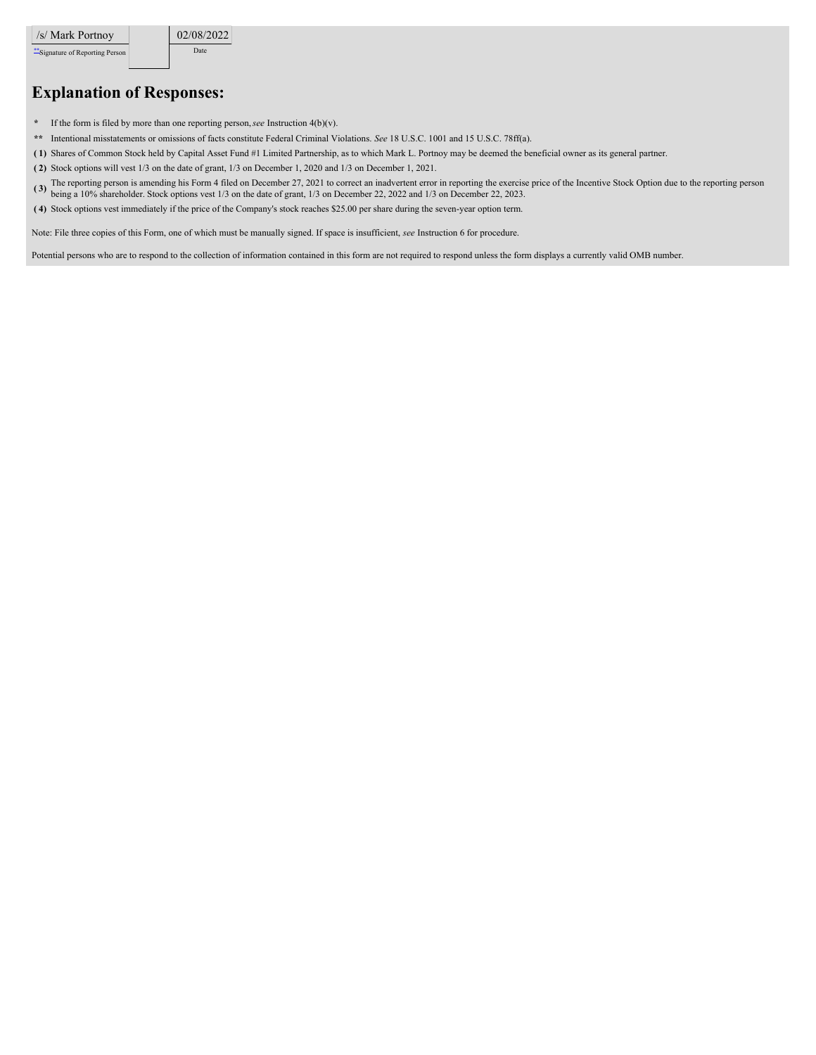| /s/ Mark Portnoy | | 02/08/2022 |
| --- | --- | --- |
| **Signature of Reporting Person | | Date |

## Explanation of Responses:

\* If the form is filed by more than one reporting person, *see* Instruction 4(b)(v).

\*\* Intentional misstatements or omissions of facts constitute Federal Criminal Violations. *See* 18 U.S.C. 1001 and 15 U.S.C. 78ff(a).

**( 1)** Shares of Common Stock held by Capital Asset Fund #1 Limited Partnership, as to which Mark L. Portnoy may be deemed the beneficial owner as its general partner.

**( 2)** Stock options will vest 1/3 on the date of grant, 1/3 on December 1, 2020 and 1/3 on December 1, 2021.

**( 3)** The reporting person is amending his Form 4 filed on December 27, 2021 to correct an inadvertent error in reporting the exercise price of the Incentive Stock Option due to the reporting person being a 10% shareholder. Stock options vest 1/3 on the date of grant, 1/3 on December 22, 2022 and 1/3 on December 22, 2023.

**( 4)** Stock options vest immediately if the price of the Company's stock reaches $25.00 per share during the seven-year option term.

Note: File three copies of this Form, one of which must be manually signed. If space is insufficient, *see* Instruction 6 for procedure.

Potential persons who are to respond to the collection of information contained in this form are not required to respond unless the form displays a currently valid OMB number.